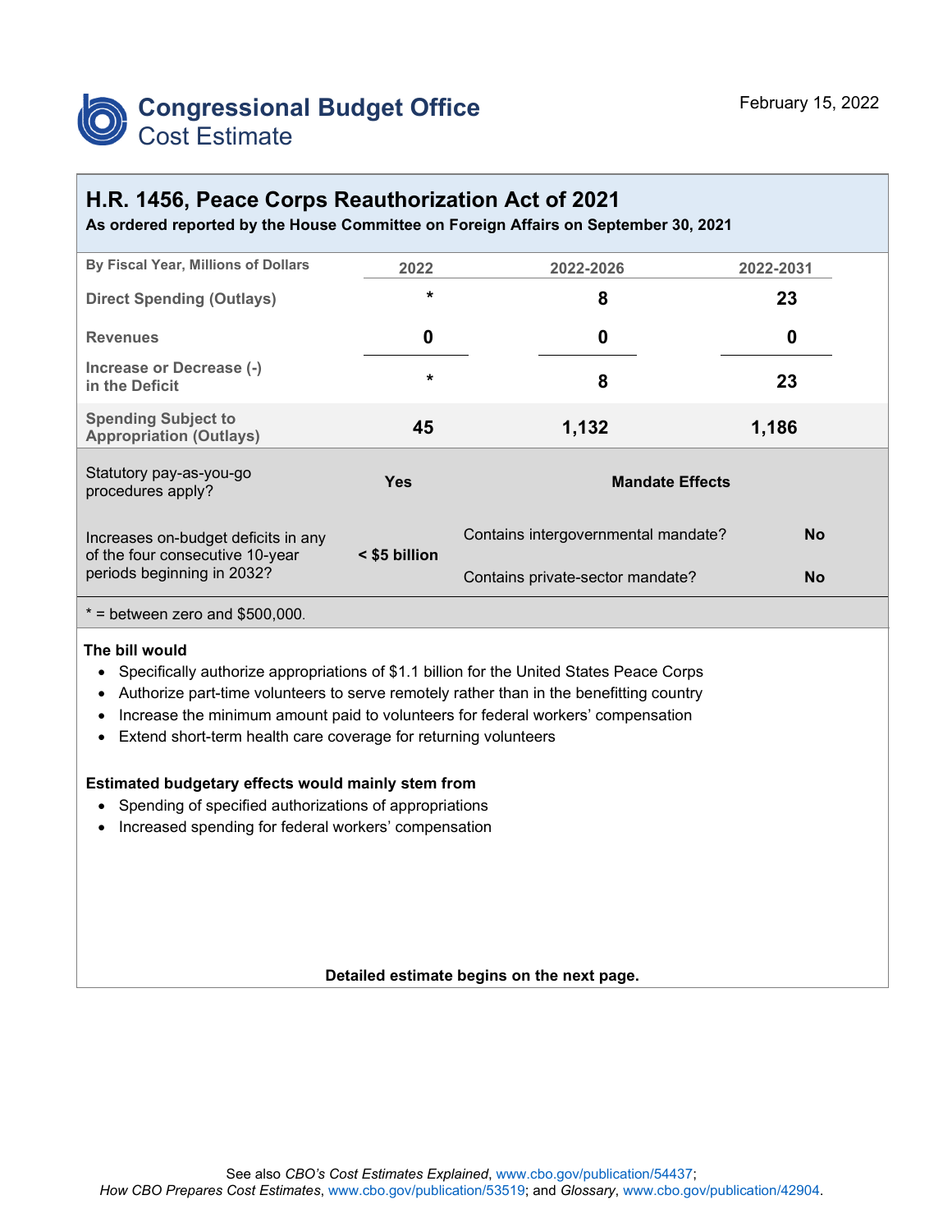# Congressional Budget Office
## Cost Estimate

February 15, 2022

## H.R. 1456, Peace Corps Reauthorization Act of 2021

**As ordered reported by the House Committee on Foreign Affairs on September 30, 2021**

| By Fiscal Year, Millions of Dollars | 2022 | 2022-2026 | 2022-2031 |
|---|---|---|---|
| Direct Spending (Outlays) | * | 8 | 23 |
| Revenues | 0 | 0 | 0 |
| Increase or Decrease (-) in the Deficit | * | 8 | 23 |
| Spending Subject to Appropriation (Outlays) | 45 | 1,132 | 1,186 |

| | | | |
|---|---|---|---|
| Statutory pay-as-you-go procedures apply? | Yes | **Mandate Effects** | |
| Increases on-budget deficits in any of the four consecutive 10-year periods beginning in 2032? | < $5 billion | Contains intergovernmental mandate? | No |
| | | Contains private-sector mandate? | No |

* = between zero and $500,000.

**The bill would**

- Specifically authorize appropriations of $1.1 billion for the United States Peace Corps
- Authorize part-time volunteers to serve remotely rather than in the benefitting country
- Increase the minimum amount paid to volunteers for federal workers' compensation
- Extend short-term health care coverage for returning volunteers

**Estimated budgetary effects would mainly stem from**

- Spending of specified authorizations of appropriations
- Increased spending for federal workers' compensation

**Detailed estimate begins on the next page.**

See also *CBO's Cost Estimates Explained*, www.cbo.gov/publication/54437;
*How CBO Prepares Cost Estimates*, www.cbo.gov/publication/53519; and *Glossary*, www.cbo.gov/publication/42904.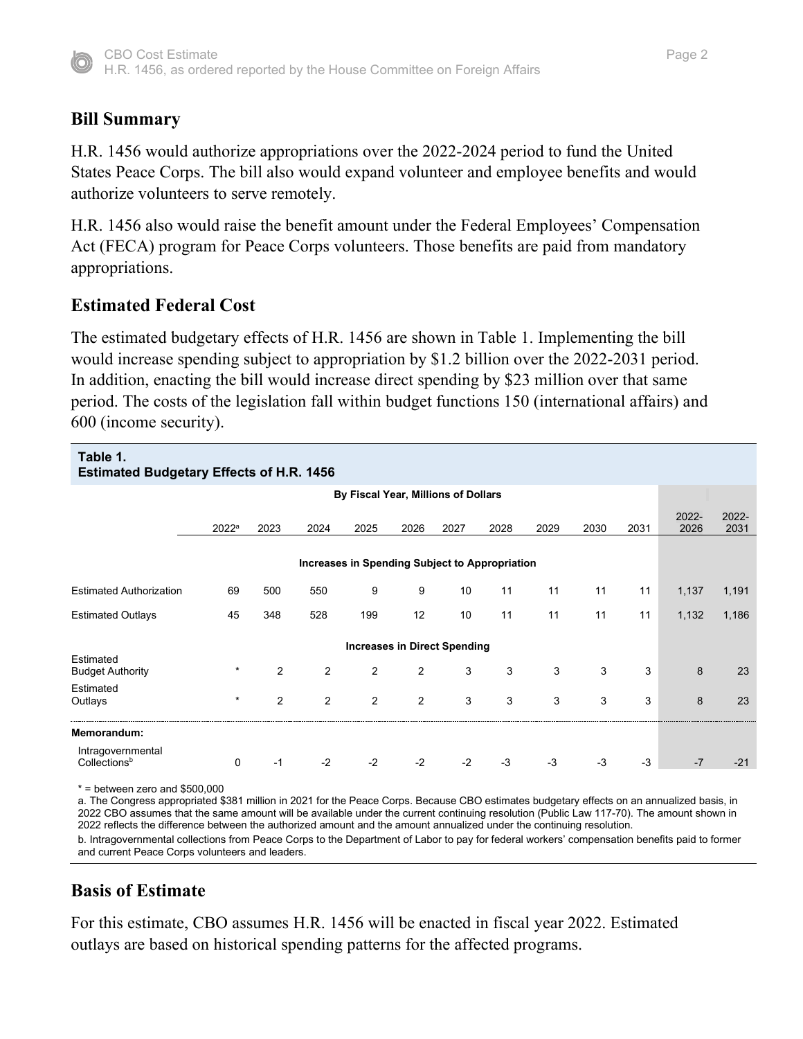## Bill Summary

H.R. 1456 would authorize appropriations over the 2022-2024 period to fund the United States Peace Corps. The bill also would expand volunteer and employee benefits and would authorize volunteers to serve remotely.

H.R. 1456 also would raise the benefit amount under the Federal Employees' Compensation Act (FECA) program for Peace Corps volunteers. Those benefits are paid from mandatory appropriations.

## Estimated Federal Cost

The estimated budgetary effects of H.R. 1456 are shown in Table 1. Implementing the bill would increase spending subject to appropriation by $1.2 billion over the 2022-2031 period. In addition, enacting the bill would increase direct spending by $23 million over that same period. The costs of the legislation fall within budget functions 150 (international affairs) and 600 (income security).

**Table 1.**
**Estimated Budgetary Effects of H.R. 1456**

| | By Fiscal Year, Millions of Dollars | | | | | | | | | | | |
|---|---|---|---|---|---|---|---|---|---|---|---|---|
| | 2022[a] | 2023 | 2024 | 2025 | 2026 | 2027 | 2028 | 2029 | 2030 | 2031 | 2022-2026 | 2022-2031 |
| **Increases in Spending Subject to Appropriation** | | | | | | | | | | | | |
| Estimated Authorization | 69 | 500 | 550 | 9 | 9 | 10 | 11 | 11 | 11 | 11 | 1,137 | 1,191 |
| Estimated Outlays | 45 | 348 | 528 | 199 | 12 | 10 | 11 | 11 | 11 | 11 | 1,132 | 1,186 |
| **Increases in Direct Spending** | | | | | | | | | | | | |
| Estimated Budget Authority | * | 2 | 2 | 2 | 2 | 3 | 3 | 3 | 3 | 3 | 8 | 23 |
| Estimated Outlays | * | 2 | 2 | 2 | 2 | 3 | 3 | 3 | 3 | 3 | 8 | 23 |
| **Memorandum:** | | | | | | | | | | | | |
| Intragovernmental Collections[b] | 0 | -1 | -2 | -2 | -2 | -2 | -3 | -3 | -3 | -3 | -7 | -21 |

* = between zero and $500,000

a. The Congress appropriated $381 million in 2021 for the Peace Corps. Because CBO estimates budgetary effects on an annualized basis, in 2022 CBO assumes that the same amount will be available under the current continuing resolution (Public Law 117-70). The amount shown in 2022 reflects the difference between the authorized amount and the amount annualized under the continuing resolution.

b. Intragovernmental collections from Peace Corps to the Department of Labor to pay for federal workers' compensation benefits paid to former and current Peace Corps volunteers and leaders.

## Basis of Estimate

For this estimate, CBO assumes H.R. 1456 will be enacted in fiscal year 2022. Estimated outlays are based on historical spending patterns for the affected programs.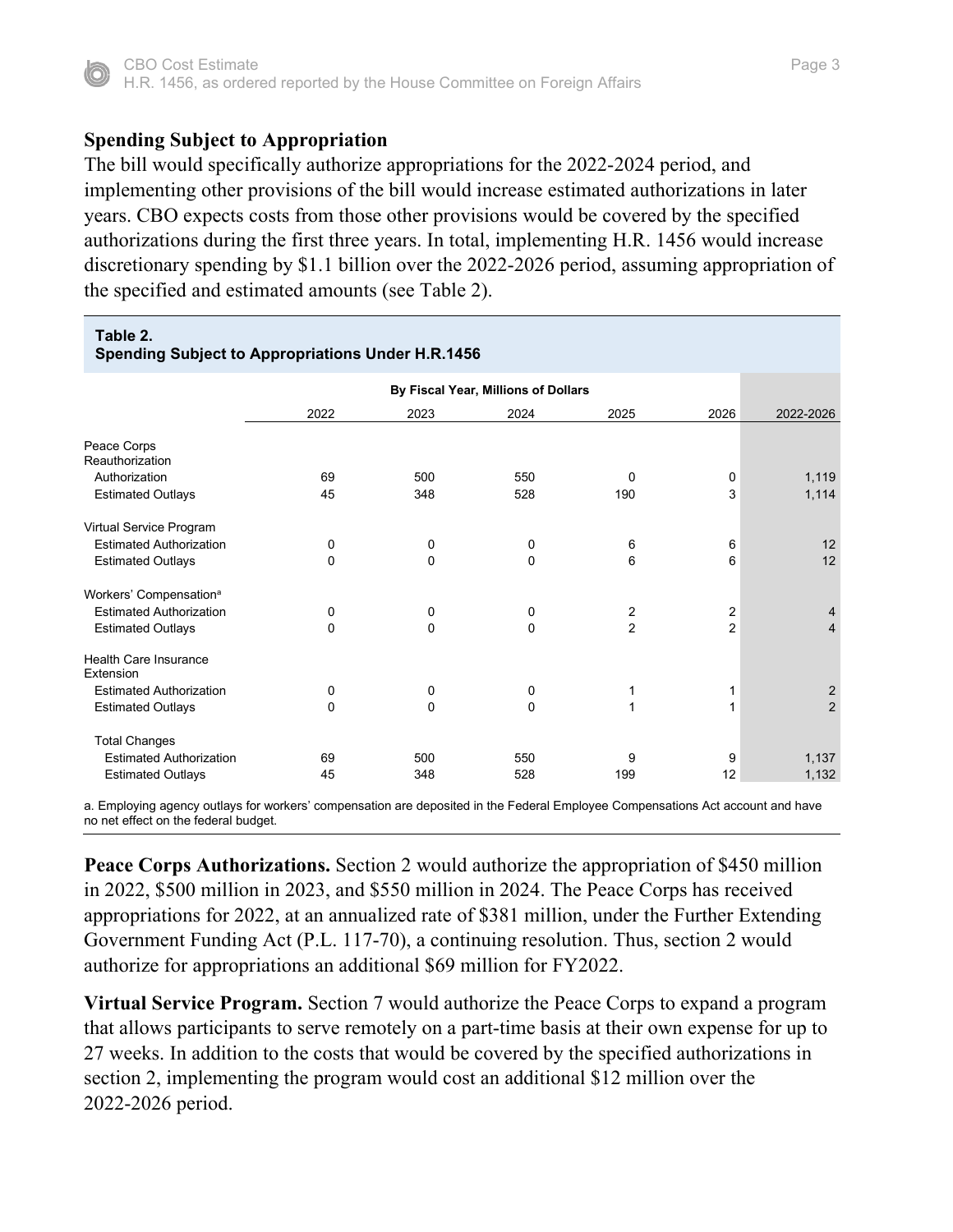### Spending Subject to Appropriation

The bill would specifically authorize appropriations for the 2022-2024 period, and implementing other provisions of the bill would increase estimated authorizations in later years. CBO expects costs from those other provisions would be covered by the specified authorizations during the first three years. In total, implementing H.R. 1456 would increase discretionary spending by $1.1 billion over the 2022-2026 period, assuming appropriation of the specified and estimated amounts (see Table 2).

**Table 2.**
**Spending Subject to Appropriations Under H.R.1456**

| | By Fiscal Year, Millions of Dollars | | | | | |
|---|---|---|---|---|---|---|
| | 2022 | 2023 | 2024 | 2025 | 2026 | 2022-2026 |
| **Peace Corps Reauthorization** | | | | | | |
| Authorization | 69 | 500 | 550 | 0 | 0 | 1,119 |
| Estimated Outlays | 45 | 348 | 528 | 190 | 3 | 1,114 |
| **Virtual Service Program** | | | | | | |
| Estimated Authorization | 0 | 0 | 0 | 6 | 6 | 12 |
| Estimated Outlays | 0 | 0 | 0 | 6 | 6 | 12 |
| **Workers' Compensation[a]** | | | | | | |
| Estimated Authorization | 0 | 0 | 0 | 2 | 2 | 4 |
| Estimated Outlays | 0 | 0 | 0 | 2 | 2 | 4 |
| **Health Care Insurance Extension** | | | | | | |
| Estimated Authorization | 0 | 0 | 0 | 1 | 1 | 2 |
| Estimated Outlays | 0 | 0 | 0 | 1 | 1 | 2 |
| **Total Changes** | | | | | | |
| Estimated Authorization | 69 | 500 | 550 | 9 | 9 | 1,137 |
| Estimated Outlays | 45 | 348 | 528 | 199 | 12 | 1,132 |

a. Employing agency outlays for workers' compensation are deposited in the Federal Employee Compensations Act account and have no net effect on the federal budget.

**Peace Corps Authorizations.** Section 2 would authorize the appropriation of $450 million in 2022, $500 million in 2023, and $550 million in 2024. The Peace Corps has received appropriations for 2022, at an annualized rate of $381 million, under the Further Extending Government Funding Act (P.L. 117-70), a continuing resolution. Thus, section 2 would authorize for appropriations an additional $69 million for FY2022.

**Virtual Service Program.** Section 7 would authorize the Peace Corps to expand a program that allows participants to serve remotely on a part-time basis at their own expense for up to 27 weeks. In addition to the costs that would be covered by the specified authorizations in section 2, implementing the program would cost an additional $12 million over the 2022-2026 period.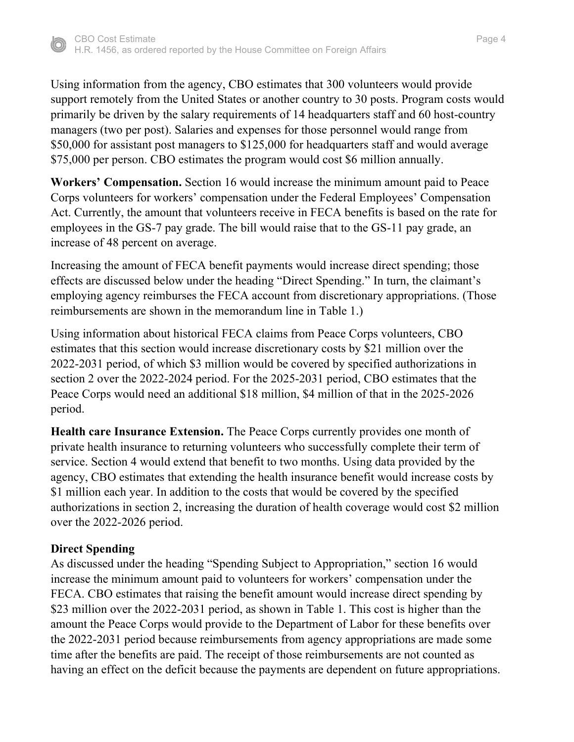Using information from the agency, CBO estimates that 300 volunteers would provide support remotely from the United States or another country to 30 posts. Program costs would primarily be driven by the salary requirements of 14 headquarters staff and 60 host-country managers (two per post). Salaries and expenses for those personnel would range from $50,000 for assistant post managers to $125,000 for headquarters staff and would average $75,000 per person. CBO estimates the program would cost $6 million annually.

**Workers' Compensation.** Section 16 would increase the minimum amount paid to Peace Corps volunteers for workers' compensation under the Federal Employees' Compensation Act. Currently, the amount that volunteers receive in FECA benefits is based on the rate for employees in the GS-7 pay grade. The bill would raise that to the GS-11 pay grade, an increase of 48 percent on average.

Increasing the amount of FECA benefit payments would increase direct spending; those effects are discussed below under the heading "Direct Spending." In turn, the claimant's employing agency reimburses the FECA account from discretionary appropriations. (Those reimbursements are shown in the memorandum line in Table 1.)

Using information about historical FECA claims from Peace Corps volunteers, CBO estimates that this section would increase discretionary costs by $21 million over the 2022-2031 period, of which $3 million would be covered by specified authorizations in section 2 over the 2022-2024 period. For the 2025-2031 period, CBO estimates that the Peace Corps would need an additional $18 million, $4 million of that in the 2025-2026 period.

**Health care Insurance Extension.** The Peace Corps currently provides one month of private health insurance to returning volunteers who successfully complete their term of service. Section 4 would extend that benefit to two months. Using data provided by the agency, CBO estimates that extending the health insurance benefit would increase costs by $1 million each year. In addition to the costs that would be covered by the specified authorizations in section 2, increasing the duration of health coverage would cost $2 million over the 2022-2026 period.

**Direct Spending**

As discussed under the heading "Spending Subject to Appropriation," section 16 would increase the minimum amount paid to volunteers for workers' compensation under the FECA. CBO estimates that raising the benefit amount would increase direct spending by $23 million over the 2022-2031 period, as shown in Table 1. This cost is higher than the amount the Peace Corps would provide to the Department of Labor for these benefits over the 2022-2031 period because reimbursements from agency appropriations are made some time after the benefits are paid. The receipt of those reimbursements are not counted as having an effect on the deficit because the payments are dependent on future appropriations.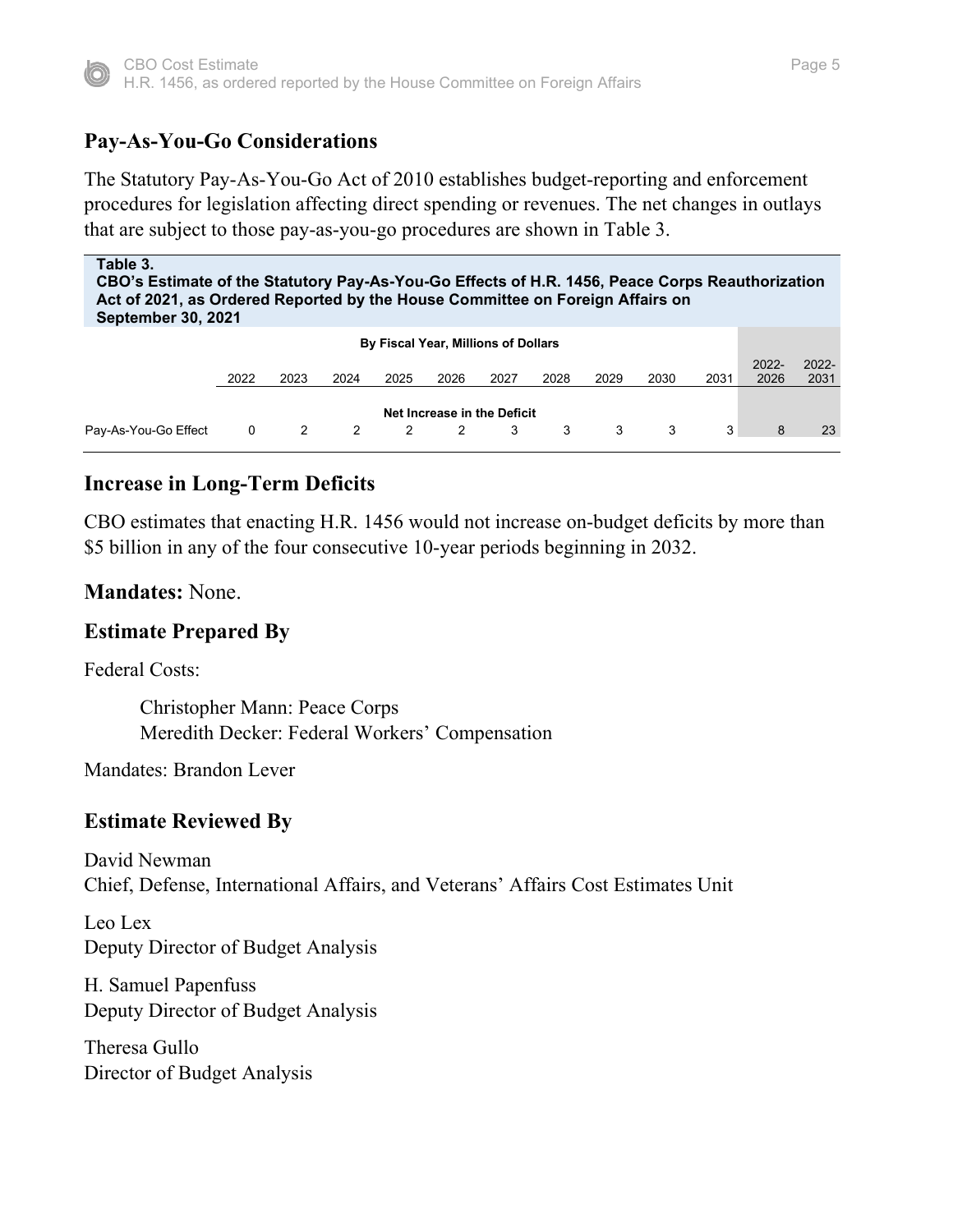## Pay-As-You-Go Considerations

The Statutory Pay-As-You-Go Act of 2010 establishes budget-reporting and enforcement procedures for legislation affecting direct spending or revenues. The net changes in outlays that are subject to those pay-as-you-go procedures are shown in Table 3.

**Table 3.**
**CBO's Estimate of the Statutory Pay-As-You-Go Effects of H.R. 1456, Peace Corps Reauthorization Act of 2021, as Ordered Reported by the House Committee on Foreign Affairs on September 30, 2021**

| | By Fiscal Year, Millions of Dollars | | | | | | | | | | | |
|---|---|---|---|---|---|---|---|---|---|---|---|---|
| | 2022 | 2023 | 2024 | 2025 | 2026 | 2027 | 2028 | 2029 | 2030 | 2031 | 2022-2026 | 2022-2031 |
| | Net Increase in the Deficit | | | | | | | | | | | |
| Pay-As-You-Go Effect | 0 | 2 | 2 | 2 | 2 | 3 | 3 | 3 | 3 | 3 | 8 | 23 |

## Increase in Long-Term Deficits

CBO estimates that enacting H.R. 1456 would not increase on-budget deficits by more than $5 billion in any of the four consecutive 10-year periods beginning in 2032.

**Mandates:** None.

## Estimate Prepared By

Federal Costs:

Christopher Mann: Peace Corps
Meredith Decker: Federal Workers' Compensation

Mandates: Brandon Lever

## Estimate Reviewed By

David Newman
Chief, Defense, International Affairs, and Veterans' Affairs Cost Estimates Unit

Leo Lex
Deputy Director of Budget Analysis

H. Samuel Papenfuss
Deputy Director of Budget Analysis

Theresa Gullo
Director of Budget Analysis